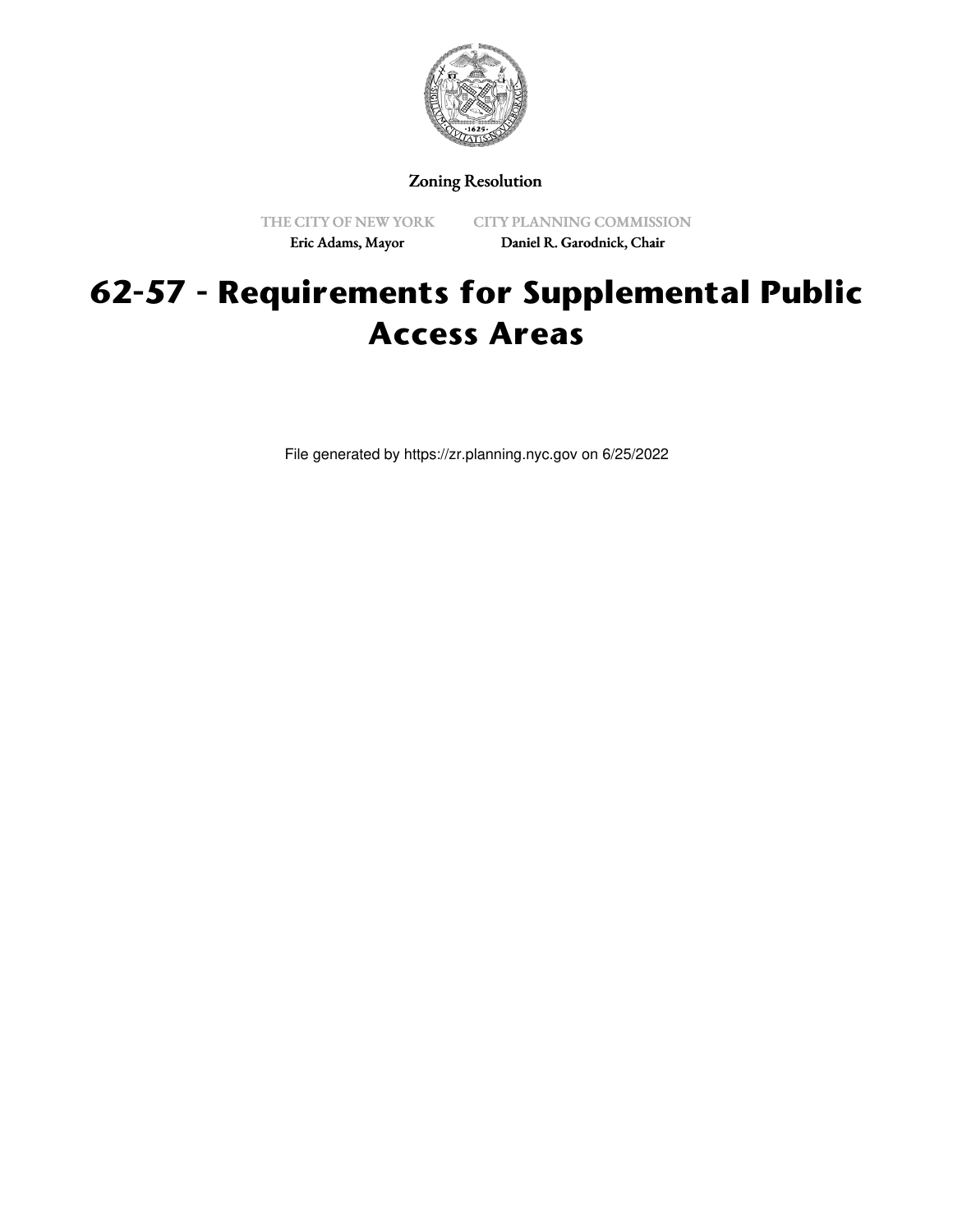Zoning Resolution

THE CITY OF NEW YORK
Eric Adams, Mayor

CITY PLANNING COMMISSION
Daniel R. Garodnick, Chair

# 62-57 - Requirements for Supplemental Public Access Areas

File generated by https://zr.planning.nyc.gov on 6/25/2022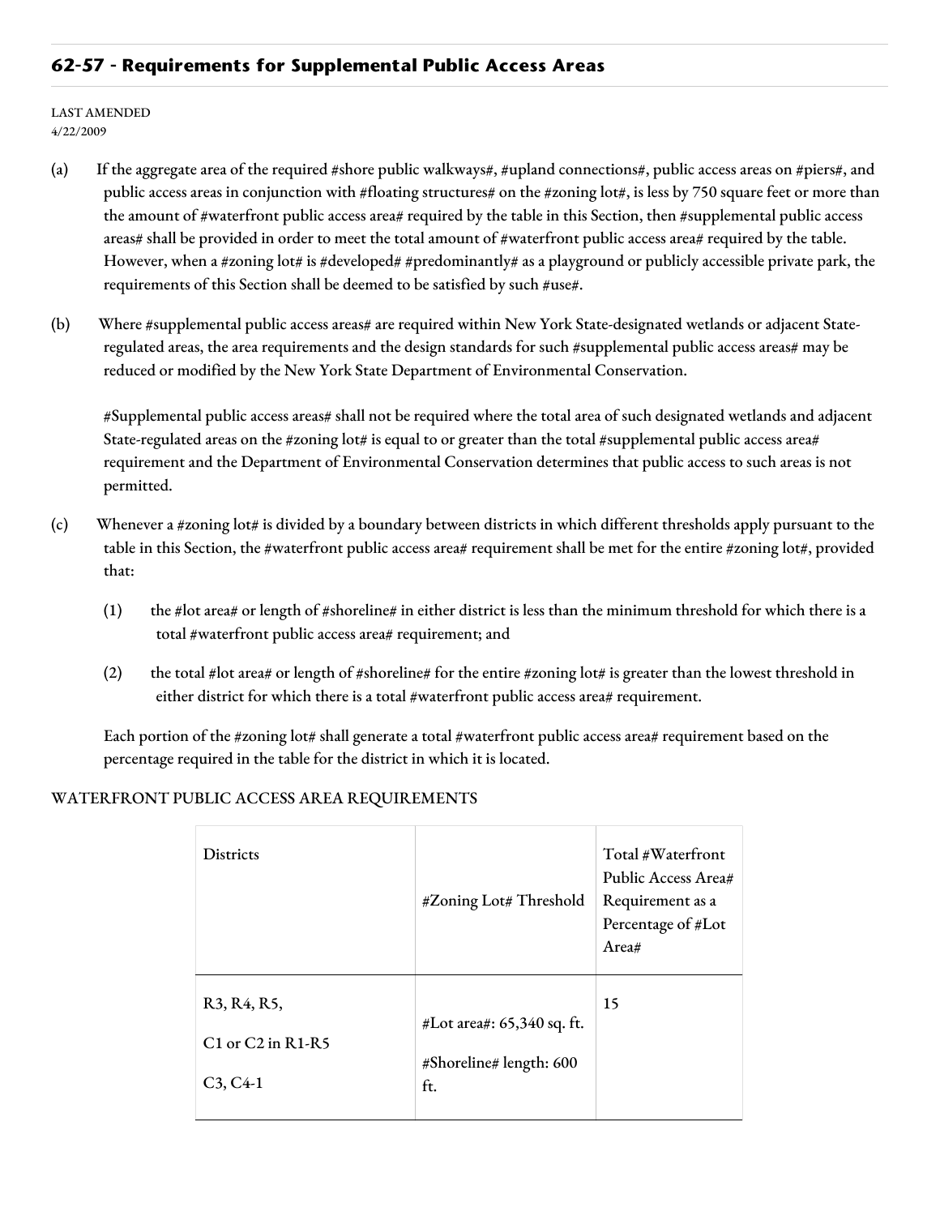## 62-57 - Requirements for Supplemental Public Access Areas

LAST AMENDED
4/22/2009

(a) If the aggregate area of the required #shore public walkways#, #upland connections#, public access areas on #piers#, and public access areas in conjunction with #floating structures# on the #zoning lot#, is less by 750 square feet or more than the amount of #waterfront public access area# required by the table in this Section, then #supplemental public access areas# shall be provided in order to meet the total amount of #waterfront public access area# required by the table. However, when a #zoning lot# is #developed# #predominantly# as a playground or publicly accessible private park, the requirements of this Section shall be deemed to be satisfied by such #use#.

(b) Where #supplemental public access areas# are required within New York State-designated wetlands or adjacent State-regulated areas, the area requirements and the design standards for such #supplemental public access areas# may be reduced or modified by the New York State Department of Environmental Conservation.

#Supplemental public access areas# shall not be required where the total area of such designated wetlands and adjacent State-regulated areas on the #zoning lot# is equal to or greater than the total #supplemental public access area# requirement and the Department of Environmental Conservation determines that public access to such areas is not permitted.

(c) Whenever a #zoning lot# is divided by a boundary between districts in which different thresholds apply pursuant to the table in this Section, the #waterfront public access area# requirement shall be met for the entire #zoning lot#, provided that:

(1) the #lot area# or length of #shoreline# in either district is less than the minimum threshold for which there is a total #waterfront public access area# requirement; and

(2) the total #lot area# or length of #shoreline# for the entire #zoning lot# is greater than the lowest threshold in either district for which there is a total #waterfront public access area# requirement.

Each portion of the #zoning lot# shall generate a total #waterfront public access area# requirement based on the percentage required in the table for the district in which it is located.

WATERFRONT PUBLIC ACCESS AREA REQUIREMENTS

| Districts | #Zoning Lot# Threshold | Total #Waterfront Public Access Area# Requirement as a Percentage of #Lot Area# |
|---|---|---|
| R3, R4, R5,<br>C1 or C2 in R1-R5<br>C3, C4-1 | #Lot area#: 65,340 sq. ft.<br>#Shoreline# length: 600 ft. | 15 |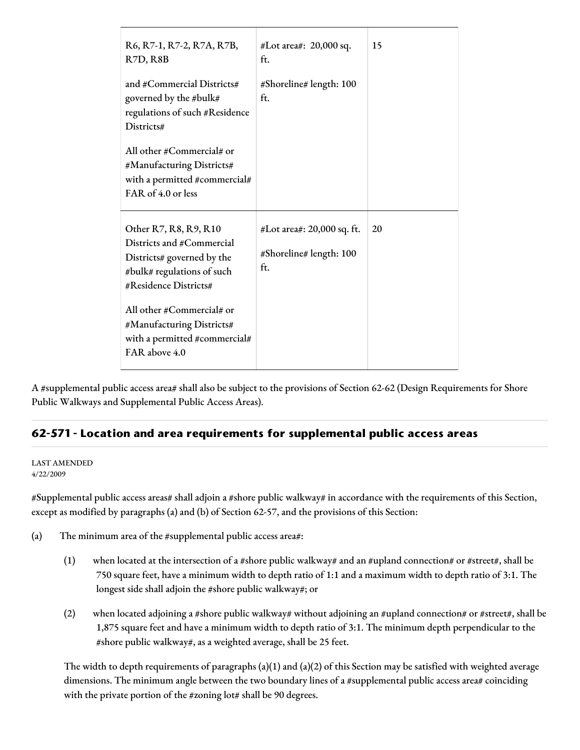| | | |
|---|---|---|
| R6, R7-1, R7-2, R7A, R7B, R7D, R8B<br><br>and #Commercial Districts# governed by the #bulk# regulations of such #Residence Districts#<br><br>All other #Commercial# or #Manufacturing Districts# with a permitted #commercial# FAR of 4.0 or less | #Lot area#: 20,000 sq. ft.<br><br>#Shoreline# length: 100 ft. | 15 |
| Other R7, R8, R9, R10 Districts and #Commercial Districts# governed by the #bulk# regulations of such #Residence Districts#<br><br>All other #Commercial# or #Manufacturing Districts# with a permitted #commercial# FAR above 4.0 | #Lot area#: 20,000 sq. ft.<br><br>#Shoreline# length: 100 ft. | 20 |

A #supplemental public access area# shall also be subject to the provisions of Section 62-62 (Design Requirements for Shore Public Walkways and Supplemental Public Access Areas).

## 62-571 - Location and area requirements for supplemental public access areas

LAST AMENDED
4/22/2009

#Supplemental public access areas# shall adjoin a #shore public walkway# in accordance with the requirements of this Section, except as modified by paragraphs (a) and (b) of Section 62-57, and the provisions of this Section:

(a) The minimum area of the #supplemental public access area#:

(1) when located at the intersection of a #shore public walkway# and an #upland connection# or #street#, shall be 750 square feet, have a minimum width to depth ratio of 1:1 and a maximum width to depth ratio of 3:1. The longest side shall adjoin the #shore public walkway#; or

(2) when located adjoining a #shore public walkway# without adjoining an #upland connection# or #street#, shall be 1,875 square feet and have a minimum width to depth ratio of 3:1. The minimum depth perpendicular to the #shore public walkway#, as a weighted average, shall be 25 feet.

The width to depth requirements of paragraphs (a)(1) and (a)(2) of this Section may be satisfied with weighted average dimensions. The minimum angle between the two boundary lines of a #supplemental public access area# coinciding with the private portion of the #zoning lot# shall be 90 degrees.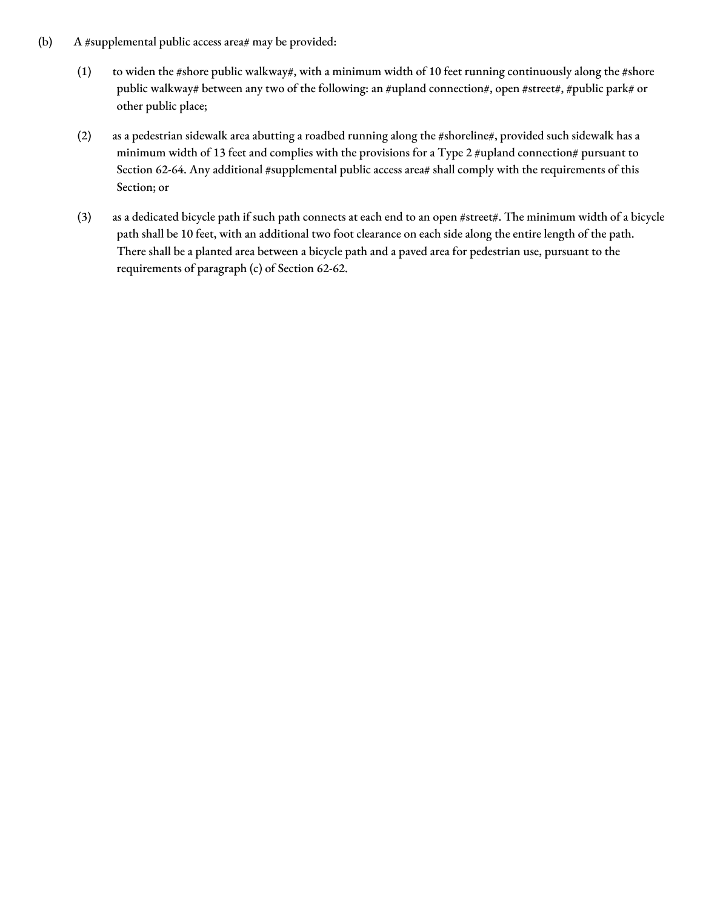(b) A #supplemental public access area# may be provided:

(1) to widen the #shore public walkway#, with a minimum width of 10 feet running continuously along the #shore public walkway# between any two of the following: an #upland connection#, open #street#, #public park# or other public place;

(2) as a pedestrian sidewalk area abutting a roadbed running along the #shoreline#, provided such sidewalk has a minimum width of 13 feet and complies with the provisions for a Type 2 #upland connection# pursuant to Section 62-64. Any additional #supplemental public access area# shall comply with the requirements of this Section; or

(3) as a dedicated bicycle path if such path connects at each end to an open #street#. The minimum width of a bicycle path shall be 10 feet, with an additional two foot clearance on each side along the entire length of the path. There shall be a planted area between a bicycle path and a paved area for pedestrian use, pursuant to the requirements of paragraph (c) of Section 62-62.